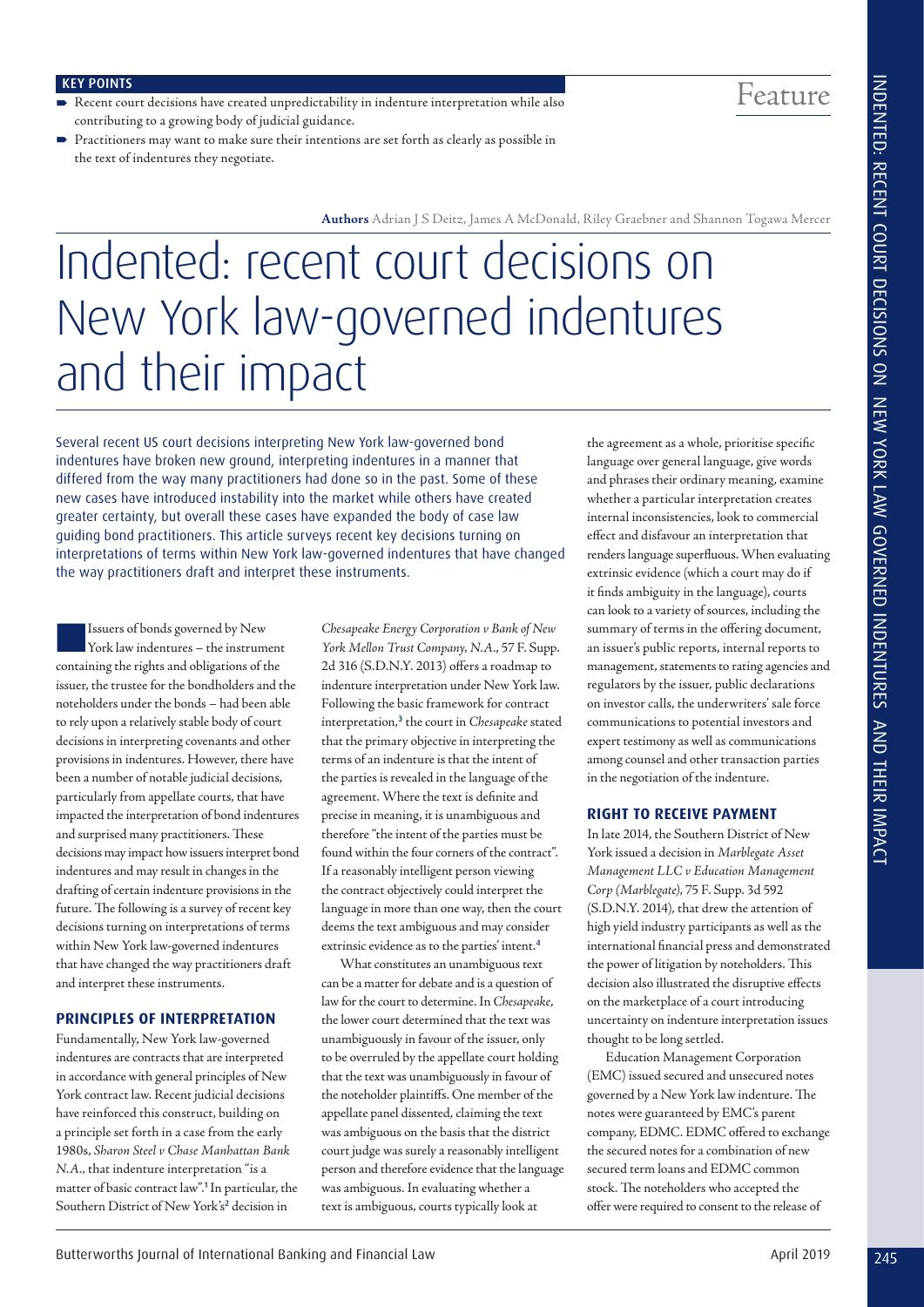**KEY POINTS**

- Recent court decisions have created unpredictability in indenture interpretation while also contributing to a growing body of judicial guidance.
- Practitioners may want to make sure their intentions are set forth as clearly as possible in the text of indentures they negotiate.

Feature

**Authors** Adrian J S Deitz, James A McDonald, Riley Graebner and Shannon Togawa Mercer

# Indented: recent court decisions on New York law-governed indentures and their impact

Several recent US court decisions interpreting New York law-governed bond indentures have broken new ground, interpreting indentures in a manner that differed from the way many practitioners had done so in the past. Some of these new cases have introduced instability into the market while others have created greater certainty, but overall these cases have expanded the body of case law guiding bond practitioners. This article surveys recent key decisions turning on interpretations of terms within New York law-governed indentures that have changed the way practitioners draft and interpret these instruments.

Issuers of bonds governed by New York law indentures – the instrument containing the rights and obligations of the issuer, the trustee for the bondholders and the noteholders under the bonds – had been able to rely upon a relatively stable body of court decisions in interpreting covenants and other provisions in indentures. However, there have been a number of notable judicial decisions, particularly from appellate courts, that have impacted the interpretation of bond indentures and surprised many practitioners. These decisions may impact how issuers interpret bond indentures and may result in changes in the drafting of certain indenture provisions in the future. The following is a survey of recent key decisions turning on interpretations of terms within New York law-governed indentures that have changed the way practitioners draft and interpret these instruments.

## PRINCIPLES OF INTERPRETATION

Fundamentally, New York law-governed indentures are contracts that are interpreted in accordance with general principles of New York contract law. Recent judicial decisions have reinforced this construct, building on a principle set forth in a case from the early 1980s, *Sharon Steel v Chase Manhattan Bank N.A.*, that indenture interpretation "is a matter of basic contract law".[1] In particular, the Southern District of New York's[2] decision in *Chesapeake Energy Corporation v Bank of New York Mellon Trust Company, N.A.*, 57 F. Supp. 2d 316 (S.D.N.Y. 2013) offers a roadmap to indenture interpretation under New York law. Following the basic framework for contract interpretation,[3] the court in *Chesapeake* stated that the primary objective in interpreting the terms of an indenture is that the intent of the parties is revealed in the language of the agreement. Where the text is definite and precise in meaning, it is unambiguous and therefore "the intent of the parties must be found within the four corners of the contract". If a reasonably intelligent person viewing the contract objectively could interpret the language in more than one way, then the court deems the text ambiguous and may consider extrinsic evidence as to the parties' intent.[4]

What constitutes an unambiguous text can be a matter for debate and is a question of law for the court to determine. In *Chesapeake*, the lower court determined that the text was unambiguously in favour of the issuer, only to be overruled by the appellate court holding that the text was unambiguously in favour of the noteholder plaintiffs. One member of the appellate panel dissented, claiming the text was ambiguous on the basis that the district court judge was surely a reasonably intelligent person and therefore evidence that the language was ambiguous. In evaluating whether a text is ambiguous, courts typically look at the agreement as a whole, prioritise specific language over general language, give words and phrases their ordinary meaning, examine whether a particular interpretation creates internal inconsistencies, look to commercial effect and disfavour an interpretation that renders language superfluous. When evaluating extrinsic evidence (which a court may do if it finds ambiguity in the language), courts can look to a variety of sources, including the summary of terms in the offering document, an issuer's public reports, internal reports to management, statements to rating agencies and regulators by the issuer, public declarations on investor calls, the underwriters' sale force communications to potential investors and expert testimony as well as communications among counsel and other transaction parties in the negotiation of the indenture.

## RIGHT TO RECEIVE PAYMENT

In late 2014, the Southern District of New York issued a decision in *Marblegate Asset Management LLC v Education Management Corp (Marblegate)*, 75 F. Supp. 3d 592 (S.D.N.Y. 2014), that drew the attention of high yield industry participants as well as the international financial press and demonstrated the power of litigation by noteholders. This decision also illustrated the disruptive effects on the marketplace of a court introducing uncertainty on indenture interpretation issues thought to be long settled.

Education Management Corporation (EMC) issued secured and unsecured notes governed by a New York law indenture. The notes were guaranteed by EMC's parent company, EDMC. EDMC offered to exchange the secured notes for a combination of new secured term loans and EDMC common stock. The noteholders who accepted the offer were required to consent to the release of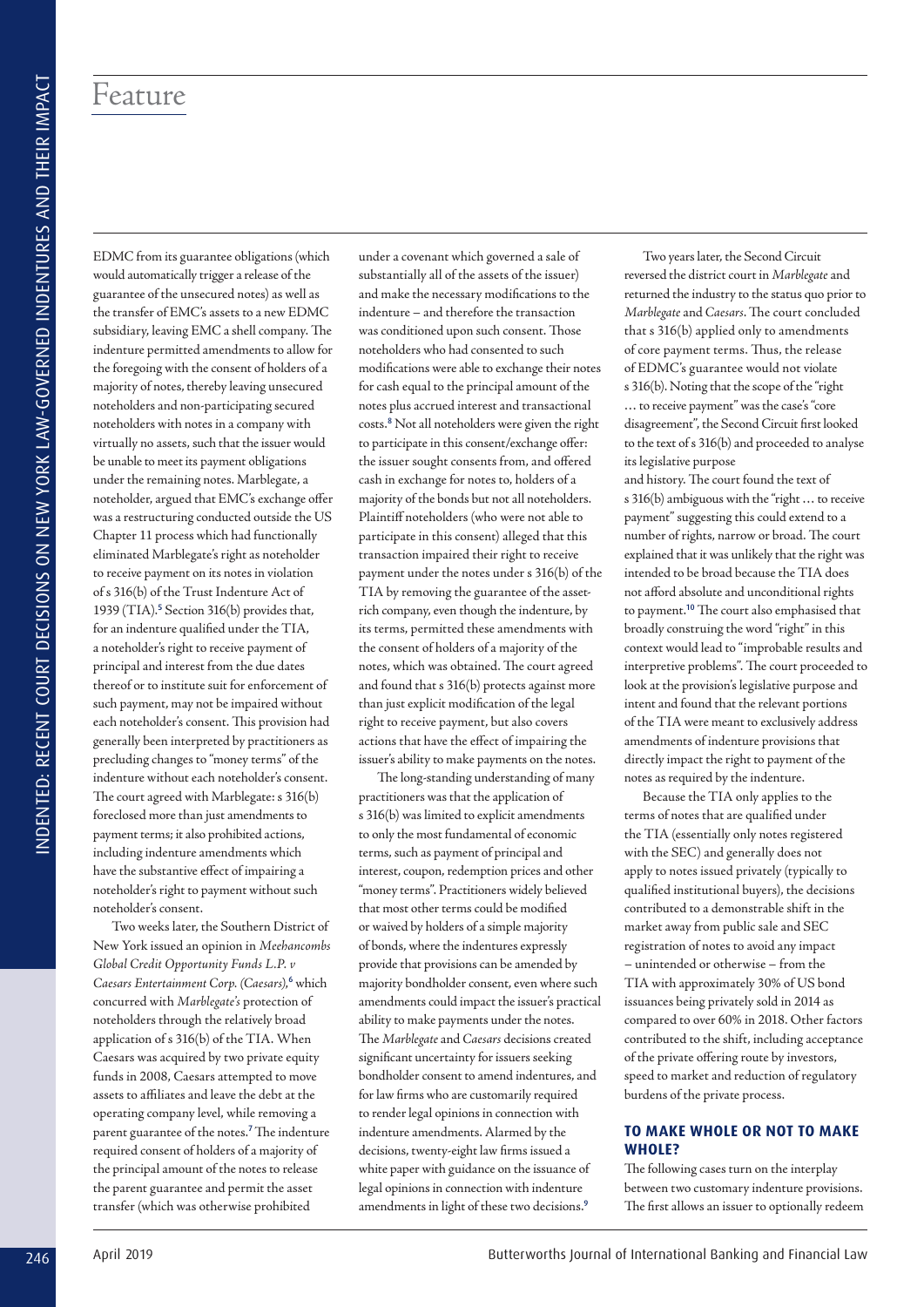EDMC from its guarantee obligations (which would automatically trigger a release of the guarantee of the unsecured notes) as well as the transfer of EMC's assets to a new EDMC subsidiary, leaving EMC a shell company. The indenture permitted amendments to allow for the foregoing with the consent of holders of a majority of notes, thereby leaving unsecured noteholders and non-participating secured noteholders with notes in a company with virtually no assets, such that the issuer would be unable to meet its payment obligations under the remaining notes. Marblegate, a noteholder, argued that EMC's exchange offer was a restructuring conducted outside the US Chapter 11 process which had functionally eliminated Marblegate's right as noteholder to receive payment on its notes in violation of s 316(b) of the Trust Indenture Act of 1939 (TIA).[5] Section 316(b) provides that, for an indenture qualified under the TIA, a noteholder's right to receive payment of principal and interest from the due dates thereof or to institute suit for enforcement of such payment, may not be impaired without each noteholder's consent. This provision had generally been interpreted by practitioners as precluding changes to "money terms" of the indenture without each noteholder's consent. The court agreed with Marblegate: s 316(b) foreclosed more than just amendments to payment terms; it also prohibited actions, including indenture amendments which have the substantive effect of impairing a noteholder's right to payment without such noteholder's consent.

Two weeks later, the Southern District of New York issued an opinion in *Meehancombs Global Credit Opportunity Funds L.P. v Caesars Entertainment Corp. (Caesars)*,[6] which concurred with *Marblegate's* protection of noteholders through the relatively broad application of s 316(b) of the TIA. When Caesars was acquired by two private equity funds in 2008, Caesars attempted to move assets to affiliates and leave the debt at the operating company level, while removing a parent guarantee of the notes.[7] The indenture required consent of holders of a majority of the principal amount of the notes to release the parent guarantee and permit the asset transfer (which was otherwise prohibited under a covenant which governed a sale of substantially all of the assets of the issuer) and make the necessary modifications to the indenture – and therefore the transaction was conditioned upon such consent. Those noteholders who had consented to such modifications were able to exchange their notes for cash equal to the principal amount of the notes plus accrued interest and transactional costs.[8] Not all noteholders were given the right to participate in this consent/exchange offer: the issuer sought consents from, and offered cash in exchange for notes to, holders of a majority of the bonds but not all noteholders. Plaintiff noteholders (who were not able to participate in this consent) alleged that this transaction impaired their right to receive payment under the notes under s 316(b) of the TIA by removing the guarantee of the asset-rich company, even though the indenture, by its terms, permitted these amendments with the consent of holders of a majority of the notes, which was obtained. The court agreed and found that s 316(b) protects against more than just explicit modification of the legal right to receive payment, but also covers actions that have the effect of impairing the issuer's ability to make payments on the notes.

The long-standing understanding of many practitioners was that the application of s 316(b) was limited to explicit amendments to only the most fundamental of economic terms, such as payment of principal and interest, coupon, redemption prices and other "money terms". Practitioners widely believed that most other terms could be modified or waived by holders of a simple majority of bonds, where the indentures expressly provide that provisions can be amended by majority bondholder consent, even where such amendments could impact the issuer's practical ability to make payments under the notes. The *Marblegate* and *Caesars* decisions created significant uncertainty for issuers seeking bondholder consent to amend indentures, and for law firms who are customarily required to render legal opinions in connection with indenture amendments. Alarmed by the decisions, twenty-eight law firms issued a white paper with guidance on the issuance of legal opinions in connection with indenture amendments in light of these two decisions.[9]

Two years later, the Second Circuit reversed the district court in *Marblegate* and returned the industry to the status quo prior to *Marblegate* and *Caesars*. The court concluded that s 316(b) applied only to amendments of core payment terms. Thus, the release of EDMC's guarantee would not violate s 316(b). Noting that the scope of the "right … to receive payment" was the case's "core disagreement", the Second Circuit first looked to the text of s 316(b) and proceeded to analyse its legislative purpose and history. The court found the text of s 316(b) ambiguous with the "right … to receive payment" suggesting this could extend to a number of rights, narrow or broad. The court explained that it was unlikely that the right was intended to be broad because the TIA does not afford absolute and unconditional rights to payment.[10] The court also emphasised that broadly construing the word "right" in this context would lead to "improbable results and interpretive problems". The court proceeded to look at the provision's legislative purpose and intent and found that the relevant portions of the TIA were meant to exclusively address amendments of indenture provisions that directly impact the right to payment of the notes as required by the indenture.

Because the TIA only applies to the terms of notes that are qualified under the TIA (essentially only notes registered with the SEC) and generally does not apply to notes issued privately (typically to qualified institutional buyers), the decisions contributed to a demonstrable shift in the market away from public sale and SEC registration of notes to avoid any impact – unintended or otherwise – from the TIA with approximately 30% of US bond issuances being privately sold in 2014 as compared to over 60% in 2018. Other factors contributed to the shift, including acceptance of the private offering route by investors, speed to market and reduction of regulatory burdens of the private process.

## TO MAKE WHOLE OR NOT TO MAKE WHOLE?

The following cases turn on the interplay between two customary indenture provisions. The first allows an issuer to optionally redeem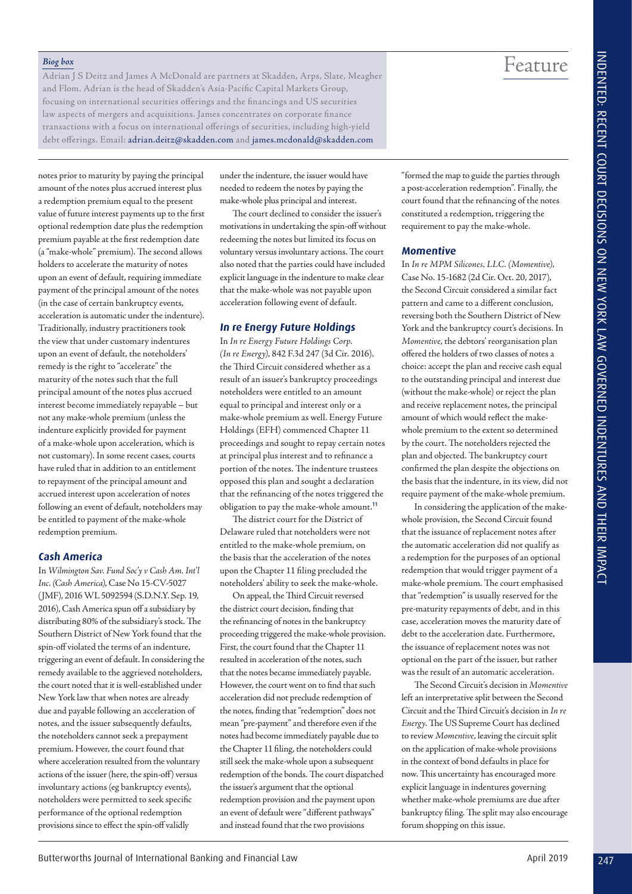*Biog box*

Adrian J S Deitz and James A McDonald are partners at Skadden, Arps, Slate, Meagher and Flom. Adrian is the head of Skadden's Asia-Pacific Capital Markets Group, focusing on international securities offerings and the financings and US securities law aspects of mergers and acquisitions. James concentrates on corporate finance transactions with a focus on international offerings of securities, including high-yield debt offerings. Email: adrian.deitz@skadden.com and james.mcdonald@skadden.com

notes prior to maturity by paying the principal amount of the notes plus accrued interest plus a redemption premium equal to the present value of future interest payments up to the first optional redemption date plus the redemption premium payable at the first redemption date (a "make-whole" premium). The second allows holders to accelerate the maturity of notes upon an event of default, requiring immediate payment of the principal amount of the notes (in the case of certain bankruptcy events, acceleration is automatic under the indenture). Traditionally, industry practitioners took the view that under customary indentures upon an event of default, the noteholders' remedy is the right to "accelerate" the maturity of the notes such that the full principal amount of the notes plus accrued interest become immediately repayable – but not any make-whole premium (unless the indenture explicitly provided for payment of a make-whole upon acceleration, which is not customary). In some recent cases, courts have ruled that in addition to an entitlement to repayment of the principal amount and accrued interest upon acceleration of notes following an event of default, noteholders may be entitled to payment of the make-whole redemption premium.

### Cash America

In *Wilmington Sav. Fund Soc'y v Cash Am. Int'l Inc. (Cash America)*, Case No 15-CV-5027 (JMF), 2016 WL 5092594 (S.D.N.Y. Sep. 19, 2016), Cash America spun off a subsidiary by distributing 80% of the subsidiary's stock. The Southern District of New York found that the spin-off violated the terms of an indenture, triggering an event of default. In considering the remedy available to the aggrieved noteholders, the court noted that it is well-established under New York law that when notes are already due and payable following an acceleration of notes, and the issuer subsequently defaults, the noteholders cannot seek a prepayment premium. However, the court found that where acceleration resulted from the voluntary actions of the issuer (here, the spin-off) versus involuntary actions (eg bankruptcy events), noteholders were permitted to seek specific performance of the optional redemption provisions since to effect the spin-off validly under the indenture, the issuer would have needed to redeem the notes by paying the make-whole plus principal and interest.

The court declined to consider the issuer's motivations in undertaking the spin-off without redeeming the notes but limited its focus on voluntary versus involuntary actions. The court also noted that the parties could have included explicit language in the indenture to make clear that the make-whole was not payable upon acceleration following event of default.

### In re Energy Future Holdings

In *In re Energy Future Holdings Corp. (In re Energy)*, 842 F.3d 247 (3d Cir. 2016), the Third Circuit considered whether as a result of an issuer's bankruptcy proceedings noteholders were entitled to an amount equal to principal and interest only or a make-whole premium as well. Energy Future Holdings (EFH) commenced Chapter 11 proceedings and sought to repay certain notes at principal plus interest and to refinance a portion of the notes. The indenture trustees opposed this plan and sought a declaration that the refinancing of the notes triggered the obligation to pay the make-whole amount.[11]

The district court for the District of Delaware ruled that noteholders were not entitled to the make-whole premium, on the basis that the acceleration of the notes upon the Chapter 11 filing precluded the noteholders' ability to seek the make-whole.

On appeal, the Third Circuit reversed the district court decision, finding that the refinancing of notes in the bankruptcy proceeding triggered the make-whole provision. First, the court found that the Chapter 11 resulted in acceleration of the notes, such that the notes became immediately payable. However, the court went on to find that such acceleration did not preclude redemption of the notes, finding that "redemption" does not mean "pre-payment" and therefore even if the notes had become immediately payable due to the Chapter 11 filing, the noteholders could still seek the make-whole upon a subsequent redemption of the bonds. The court dispatched the issuer's argument that the optional redemption provision and the payment upon an event of default were "different pathways" and instead found that the two provisions "formed the map to guide the parties through a post-acceleration redemption". Finally, the court found that the refinancing of the notes constituted a redemption, triggering the requirement to pay the make-whole.

### Momentive

In *In re MPM Silicones, LLC. (Momentive)*, Case No. 15-1682 (2d Cir. Oct. 20, 2017), the Second Circuit considered a similar fact pattern and came to a different conclusion, reversing both the Southern District of New York and the bankruptcy court's decisions. In *Momentive*, the debtors' reorganisation plan offered the holders of two classes of notes a choice: accept the plan and receive cash equal to the outstanding principal and interest due (without the make-whole) or reject the plan and receive replacement notes, the principal amount of which would reflect the make-whole premium to the extent so determined by the court. The noteholders rejected the plan and objected. The bankruptcy court confirmed the plan despite the objections on the basis that the indenture, in its view, did not require payment of the make-whole premium.

In considering the application of the make-whole provision, the Second Circuit found that the issuance of replacement notes after the automatic acceleration did not qualify as a redemption for the purposes of an optional redemption that would trigger payment of a make-whole premium. The court emphasised that "redemption" is usually reserved for the pre-maturity repayments of debt, and in this case, acceleration moves the maturity date of debt to the acceleration date. Furthermore, the issuance of replacement notes was not optional on the part of the issuer, but rather was the result of an automatic acceleration.

The Second Circuit's decision in *Momentive* left an interpretative split between the Second Circuit and the Third Circuit's decision in *In re Energy*. The US Supreme Court has declined to review *Momentive*, leaving the circuit split on the application of make-whole provisions in the context of bond defaults in place for now. This uncertainty has encouraged more explicit language in indentures governing whether make-whole premiums are due after bankruptcy filing. The split may also encourage forum shopping on this issue.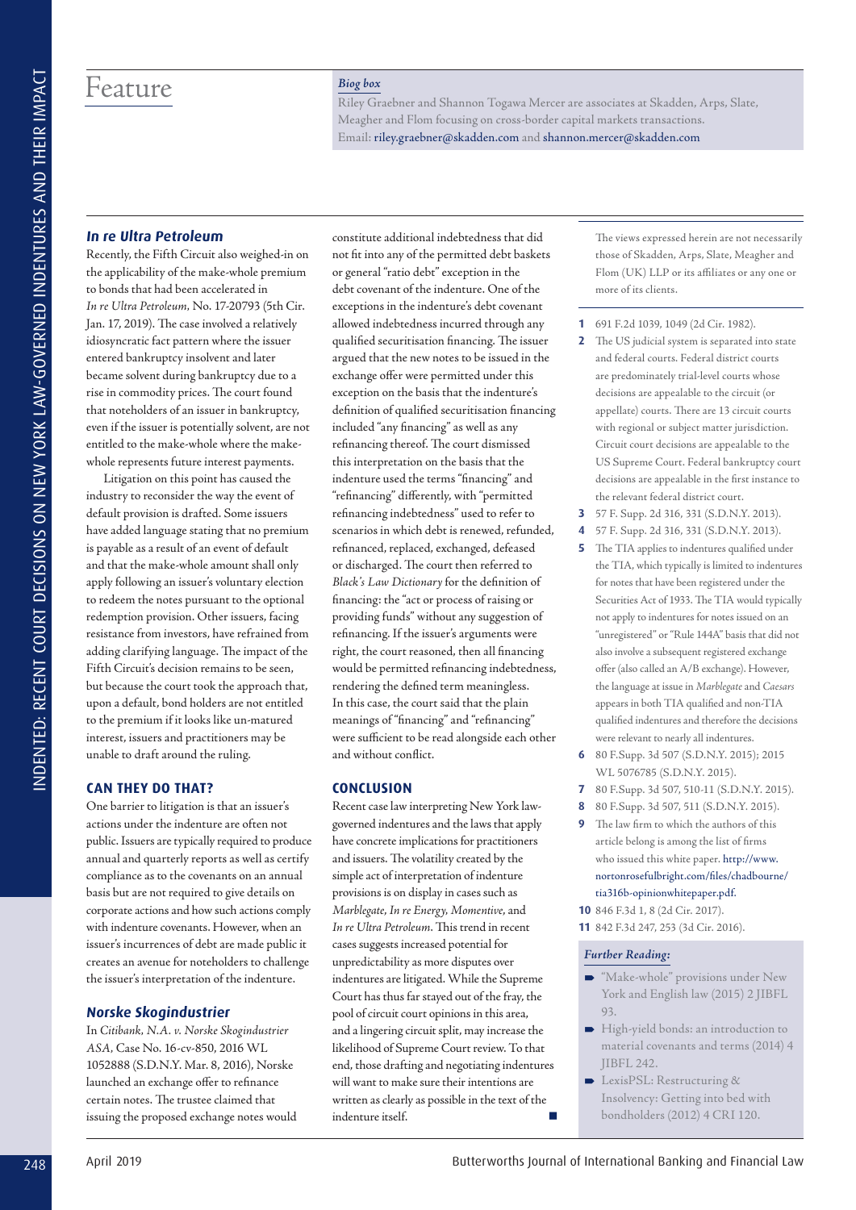## Biog box

Riley Graebner and Shannon Togawa Mercer are associates at Skadden, Arps, Slate, Meagher and Flom focusing on cross-border capital markets transactions.
Email: riley.graebner@skadden.com and shannon.mercer@skadden.com

### *In re Ultra Petroleum*

Recently, the Fifth Circuit also weighed-in on the applicability of the make-whole premium to bonds that had been accelerated in *In re Ultra Petroleum*, No. 17-20793 (5th Cir. Jan. 17, 2019). The case involved a relatively idiosyncratic fact pattern where the issuer entered bankruptcy insolvent and later became solvent during bankruptcy due to a rise in commodity prices. The court found that noteholders of an issuer in bankruptcy, even if the issuer is potentially solvent, are not entitled to the make-whole where the make-whole represents future interest payments.

Litigation on this point has caused the industry to reconsider the way the event of default provision is drafted. Some issuers have added language stating that no premium is payable as a result of an event of default and that the make-whole amount shall only apply following an issuer's voluntary election to redeem the notes pursuant to the optional redemption provision. Other issuers, facing resistance from investors, have refrained from adding clarifying language. The impact of the Fifth Circuit's decision remains to be seen, but because the court took the approach that, upon a default, bond holders are not entitled to the premium if it looks like un-matured interest, issuers and practitioners may be unable to draft around the ruling.

## CAN THEY DO THAT?

One barrier to litigation is that an issuer's actions under the indenture are often not public. Issuers are typically required to produce annual and quarterly reports as well as certify compliance as to the covenants on an annual basis but are not required to give details on corporate actions and how such actions comply with indenture covenants. However, when an issuer's incurrences of debt are made public it creates an avenue for noteholders to challenge the issuer's interpretation of the indenture.

### *Norske Skogindustrier*

In *Citibank, N.A. v. Norske Skogindustrier ASA*, Case No. 16-cv-850, 2016 WL 1052888 (S.D.N.Y. Mar. 8, 2016), Norske launched an exchange offer to refinance certain notes. The trustee claimed that issuing the proposed exchange notes would constitute additional indebtedness that did not fit into any of the permitted debt baskets or general "ratio debt" exception in the debt covenant of the indenture. One of the exceptions in the indenture's debt covenant allowed indebtedness incurred through any qualified securitisation financing. The issuer argued that the new notes to be issued in the exchange offer were permitted under this exception on the basis that the indenture's definition of qualified securitisation financing included "any financing" as well as any refinancing thereof. The court dismissed this interpretation on the basis that the indenture used the terms "financing" and "refinancing" differently, with "permitted refinancing indebtedness" used to refer to scenarios in which debt is renewed, refunded, refinanced, replaced, exchanged, defeased or discharged. The court then referred to *Black's Law Dictionary* for the definition of financing: the "act or process of raising or providing funds" without any suggestion of refinancing. If the issuer's arguments were right, the court reasoned, then all financing would be permitted refinancing indebtedness, rendering the defined term meaningless. In this case, the court said that the plain meanings of "financing" and "refinancing" were sufficient to be read alongside each other and without conflict.

## CONCLUSION

Recent case law interpreting New York law-governed indentures and the laws that apply have concrete implications for practitioners and issuers. The volatility created by the simple act of interpretation of indenture provisions is on display in cases such as *Marblegate*, *In re Energy*, *Momentive*, and *In re Ultra Petroleum*. This trend in recent cases suggests increased potential for unpredictability as more disputes over indentures are litigated. While the Supreme Court has thus far stayed out of the fray, the pool of circuit court opinions in this area, and a lingering circuit split, may increase the likelihood of Supreme Court review. To that end, those drafting and negotiating indentures will want to make sure their intentions are written as clearly as possible in the text of the indenture itself. ■

The views expressed herein are not necessarily those of Skadden, Arps, Slate, Meagher and Flom (UK) LLP or its affiliates or any one or more of its clients.

1. 691 F.2d 1039, 1049 (2d Cir. 1982).
2. The US judicial system is separated into state and federal courts. Federal district courts are predominately trial-level courts whose decisions are appealable to the circuit (or appellate) courts. There are 13 circuit courts with regional or subject matter jurisdiction. Circuit court decisions are appealable to the US Supreme Court. Federal bankruptcy court decisions are appealable in the first instance to the relevant federal district court.
3. 57 F. Supp. 2d 316, 331 (S.D.N.Y. 2013).
4. 57 F. Supp. 2d 316, 331 (S.D.N.Y. 2013).
5. The TIA applies to indentures qualified under the TIA, which typically is limited to indentures for notes that have been registered under the Securities Act of 1933. The TIA would typically not apply to indentures for notes issued on an "unregistered" or "Rule 144A" basis that did not also involve a subsequent registered exchange offer (also called an A/B exchange). However, the language at issue in *Marblegate* and *Caesars* appears in both TIA qualified and non-TIA qualified indentures and therefore the decisions were relevant to nearly all indentures.
6. 80 F.Supp. 3d 507 (S.D.N.Y. 2015); 2015 WL 5076785 (S.D.N.Y. 2015).
7. 80 F.Supp. 3d 507, 510-11 (S.D.N.Y. 2015).
8. 80 F.Supp. 3d 507, 511 (S.D.N.Y. 2015).
9. The law firm to which the authors of this article belong is among the list of firms who issued this white paper. http://www.nortonrosefulbright.com/files/chadbourne/tia316b-opinionwhitepaper.pdf.
10. 846 F.3d 1, 8 (2d Cir. 2017).
11. 842 F.3d 247, 253 (3d Cir. 2016).

### Further Reading:

- "Make-whole" provisions under New York and English law (2015) 2 JIBFL 93.
- High-yield bonds: an introduction to material covenants and terms (2014) 4 JIBFL 242.
- LexisPSL: Restructuring & Insolvency: Getting into bed with bondholders (2012) 4 CRI 120.